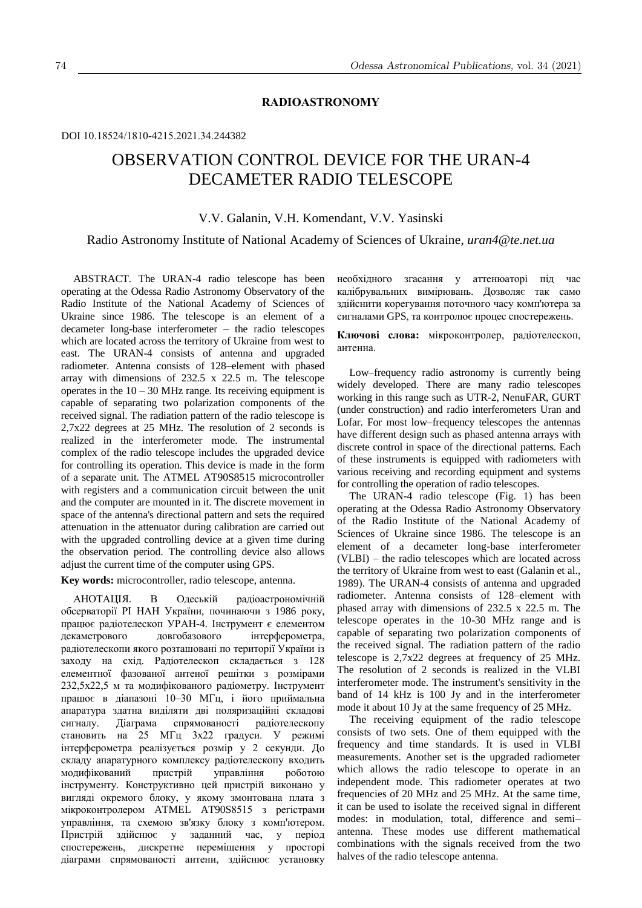## RADIOASTRONOMY

DOI 10.18524/1810-4215.2021.34.244382

# OBSERVATION CONTROL DEVICE FOR THE URAN-4 DECAMETER RADIO TELESCOPE

V.V. Galanin, V.H. Komendant, V.V. Yasinski

Radio Astronomy Institute of National Academy of Sciences of Ukraine, *uran4@te.net.ua*

ABSTRACT. The URAN-4 radio telescope has been operating at the Odessa Radio Astronomy Observatory of the Radio Institute of the National Academy of Sciences of Ukraine since 1986. The telescope is an element of a decameter long-base interferometer – the radio telescopes which are located across the territory of Ukraine from west to east. The URAN-4 consists of antenna and upgraded radiometer. Antenna consists of 128–element with phased array with dimensions of 232.5 x 22.5 m. The telescope operates in the 10 – 30 MHz range. Its receiving equipment is capable of separating two polarization components of the received signal. The radiation pattern of the radio telescope is 2,7x22 degrees at 25 MHz. The resolution of 2 seconds is realized in the interferometer mode. The instrumental complex of the radio telescope includes the upgraded device for controlling its operation. This device is made in the form of a separate unit. The ATMEL AT90S8515 microcontroller with registers and a communication circuit between the unit and the computer are mounted in it. The discrete movement in space of the antenna's directional pattern and sets the required attenuation in the attenuator during calibration are carried out with the upgraded controlling device at a given time during the observation period. The controlling device also allows adjust the current time of the computer using GPS.

**Key words:** microcontroller, radio telescope, antenna.

АНОТАЦІЯ. В Одеській радіоастрономічній обсерваторії РІ НАН України, починаючи з 1986 року, працює радіотелескоп УРАН-4. Інструмент є елементом декаметрового довгобазового інтерферометра, радіотелескопи якого розташовані по території України із заходу на схід. Радіотелескоп складається з 128 елементної фазованої антеної решітки з розмірами 232,5x22,5 м та модифікованого радіометру. Інструмент працює в діапазоні 10–30 МГц, і його приймальна апаратура здатна виділяти дві поляризаційні складові сигналу. Діаграма спрямованості радіотелескопу становить на 25 МГц 3x22 градуси. У режимі інтерферометра реалізується розмір у 2 секунди. До складу апаратурного комплексу радіотелескопу входить модифікований пристрій управління роботою інструменту. Конструктивно цей пристрій виконано у вигляді окремого блоку, у якому змонтована плата з мікроконтролером ATMEL AT90S8515 з регістрами управління, та схемою зв'язку блоку з комп'ютером. Пристрій здійснює у заданний час, у період спостережень, дискретне переміщення у просторі діаграми спрямованості антени, здійснює установку необхідного згасання у аттенюаторі під час калібрувальних вимірювань. Дозволяє так само здійснити корегування поточного часу комп'ютера за сигналами GPS, та контролює процес спостережень.

**Ключові слова:** мікроконтролер, радіотелескоп, антенна.

Low–frequency radio astronomy is currently being widely developed. There are many radio telescopes working in this range such as UTR-2, NenuFAR, GURT (under construction) and radio interferometers Uran and Lofar. For most low–frequency telescopes the antennas have different design such as phased antenna arrays with discrete control in space of the directional patterns. Each of these instruments is equipped with radiometers with various receiving and recording equipment and systems for controlling the operation of radio telescopes.

The URAN-4 radio telescope (Fig. 1) has been operating at the Odessa Radio Astronomy Observatory of the Radio Institute of the National Academy of Sciences of Ukraine since 1986. The telescope is an element of a decameter long-base interferometer (VLBI) – the radio telescopes which are located across the territory of Ukraine from west to east (Galanin et al., 1989). The URAN-4 consists of antenna and upgraded radiometer. Antenna consists of 128–element with phased array with dimensions of 232.5 x 22.5 m. The telescope operates in the 10-30 MHz range and is capable of separating two polarization components of the received signal. The radiation pattern of the radio telescope is 2,7x22 degrees at frequency of 25 MHz. The resolution of 2 seconds is realized in the VLBI interferometer mode. The instrument's sensitivity in the band of 14 kHz is 100 Jy and in the interferometer mode it about 10 Jy at the same frequency of 25 MHz.

The receiving equipment of the radio telescope consists of two sets. One of them equipped with the frequency and time standards. It is used in VLBI measurements. Another set is the upgraded radiometer which allows the radio telescope to operate in an independent mode. This radiometer operates at two frequencies of 20 MHz and 25 MHz. At the same time, it can be used to isolate the received signal in different modes: in modulation, total, difference and semi–antenna. These modes use different mathematical combinations with the signals received from the two halves of the radio telescope antenna.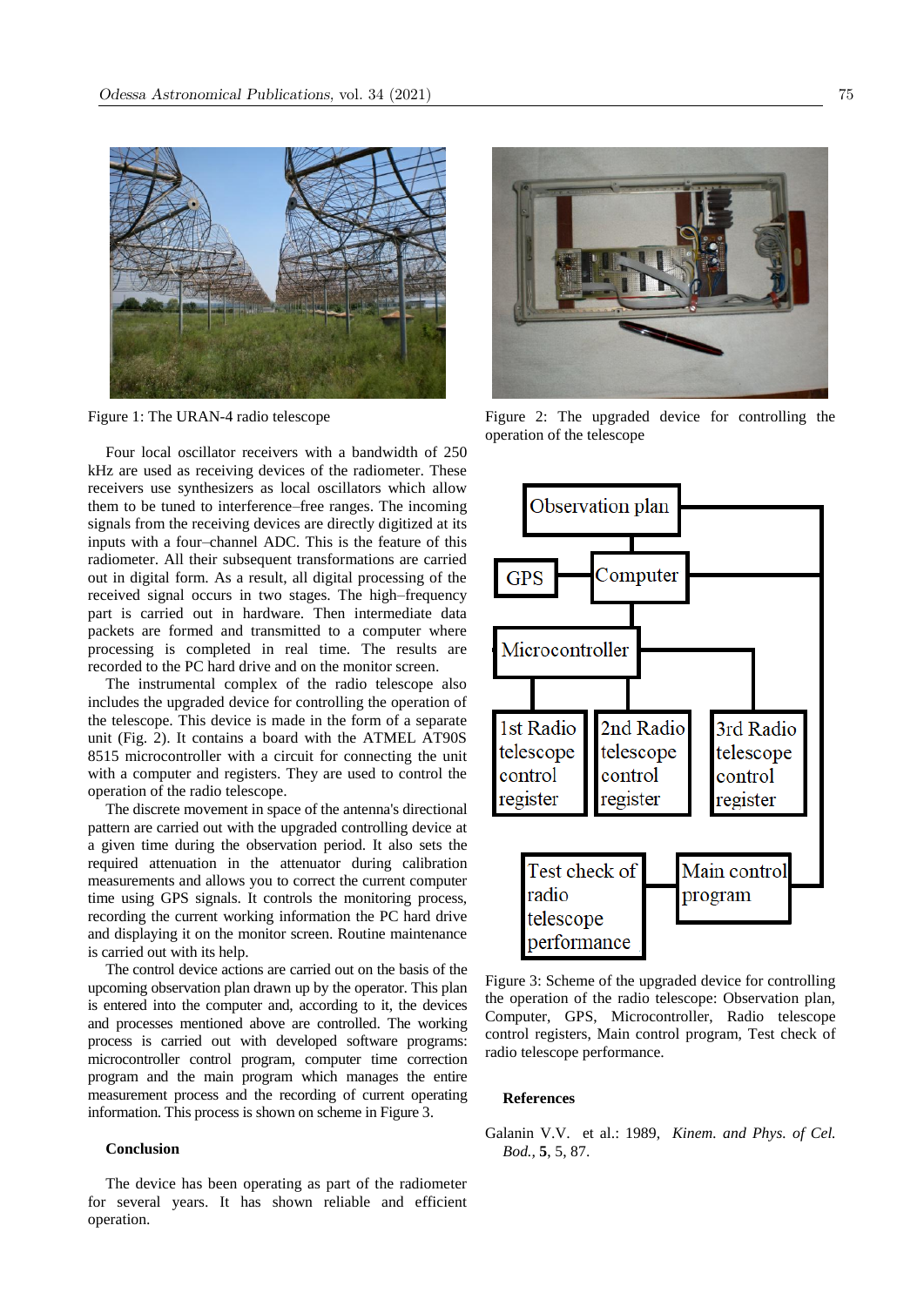Figure 1: The URAN-4 radio telescope

Four local oscillator receivers with a bandwidth of 250 kHz are used as receiving devices of the radiometer. These receivers use synthesizers as local oscillators which allow them to be tuned to interference–free ranges. The incoming signals from the receiving devices are directly digitized at its inputs with a four–channel ADC. This is the feature of this radiometer. All their subsequent transformations are carried out in digital form. As a result, all digital processing of the received signal occurs in two stages. The high–frequency part is carried out in hardware. Then intermediate data packets are formed and transmitted to a computer where processing is completed in real time. The results are recorded to the PC hard drive and on the monitor screen.

The instrumental complex of the radio telescope also includes the upgraded device for controlling the operation of the telescope. This device is made in the form of a separate unit (Fig. 2). It contains a board with the ATMEL AT90S 8515 microcontroller with a circuit for connecting the unit with a computer and registers. They are used to control the operation of the radio telescope.

The discrete movement in space of the antenna's directional pattern are carried out with the upgraded controlling device at a given time during the observation period. It also sets the required attenuation in the attenuator during calibration measurements and allows you to correct the current computer time using GPS signals. It controls the monitoring process, recording the current working information the PC hard drive and displaying it on the monitor screen. Routine maintenance is carried out with its help.

The control device actions are carried out on the basis of the upcoming observation plan drawn up by the operator. This plan is entered into the computer and, according to it, the devices and processes mentioned above are controlled. The working process is carried out with developed software programs: microcontroller control program, computer time correction program and the main program which manages the entire measurement process and the recording of current operating information. This process is shown on scheme in Figure 3.

### Conclusion

The device has been operating as part of the radiometer for several years. It has shown reliable and efficient operation.

Figure 2: The upgraded device for controlling the operation of the telescope

Observation plan
GPS
Computer
Microcontroller
1st Radio telescope control register
2nd Radio telescope control register
3rd Radio telescope control register
Test check of radio telescope performance
Main control program

Figure 3: Scheme of the upgraded device for controlling the operation of the radio telescope: Observation plan, Computer, GPS, Microcontroller, Radio telescope control registers, Main control program, Test check of radio telescope performance.

### References

Galanin V.V. et al.: 1989, *Kinem. and Phys. of Cel. Bod.*, **5**, 5, 87.